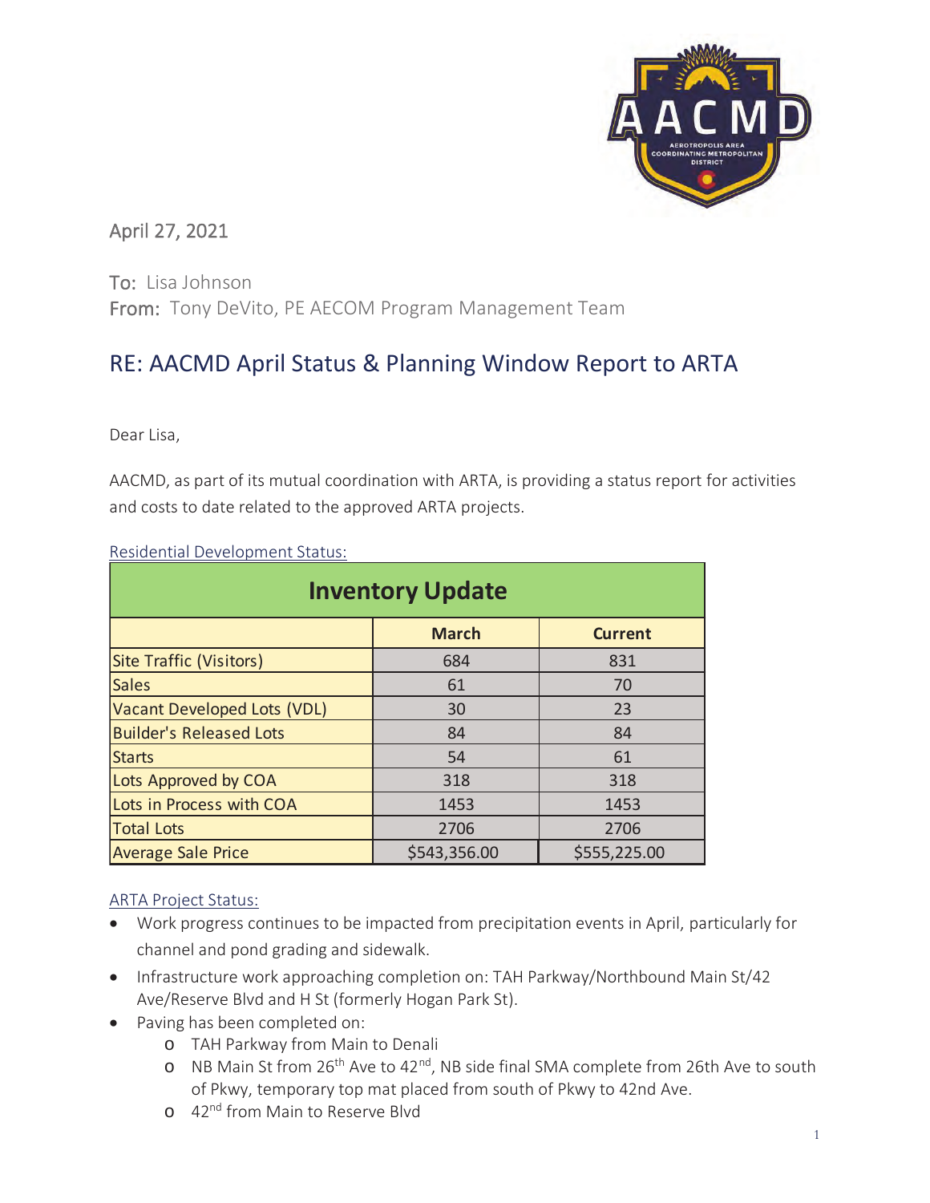April 27, 2021

To: Lisa Johnson
From: Tony DeVito, PE AECOM Program Management Team

## RE: AACMD April Status & Planning Window Report to ARTA

Dear Lisa,

AACMD, as part of its mutual coordination with ARTA, is providing a status report for activities and costs to date related to the approved ARTA projects.

Residential Development Status:

| Inventory Update | | |
|---|---|---|
| | **March** | **Current** |
| Site Traffic (Visitors) | 684 | 831 |
| Sales | 61 | 70 |
| Vacant Developed Lots (VDL) | 30 | 23 |
| Builder's Released Lots | 84 | 84 |
| Starts | 54 | 61 |
| Lots Approved by COA | 318 | 318 |
| Lots in Process with COA | 1453 | 1453 |
| Total Lots | 2706 | 2706 |
| Average Sale Price | $543,356.00 | $555,225.00 |

ARTA Project Status:

- Work progress continues to be impacted from precipitation events in April, particularly for channel and pond grading and sidewalk.
- Infrastructure work approaching completion on: TAH Parkway/Northbound Main St/42 Ave/Reserve Blvd and H St (formerly Hogan Park St).
- Paving has been completed on:
  - TAH Parkway from Main to Denali
  - NB Main St from 26th Ave to 42nd, NB side final SMA complete from 26th Ave to south of Pkwy, temporary top mat placed from south of Pkwy to 42nd Ave.
  - 42nd from Main to Reserve Blvd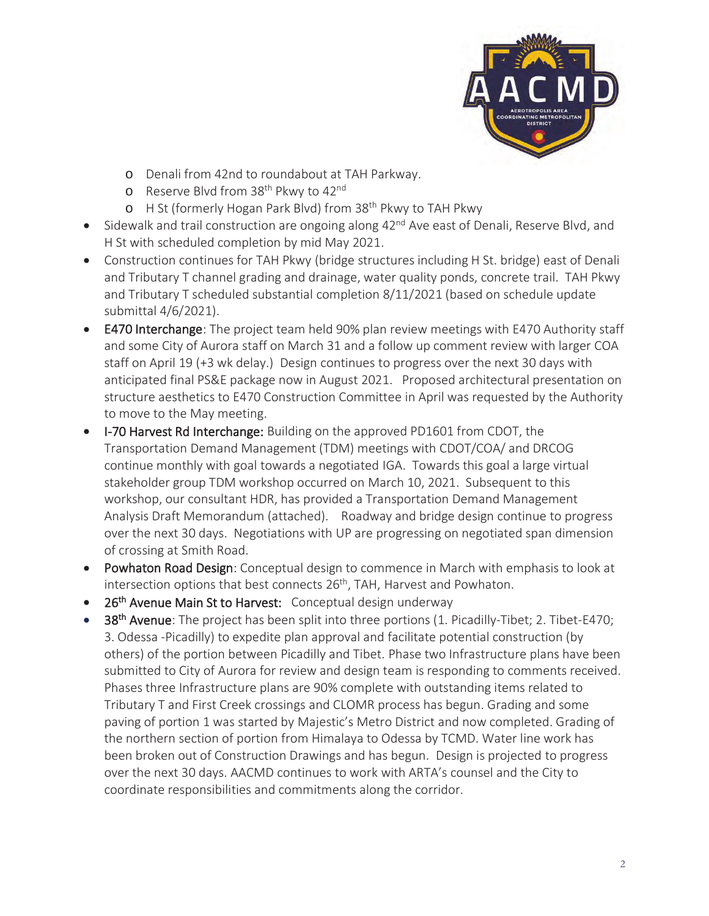- Denali from 42nd to roundabout at TAH Parkway.
    - Reserve Blvd from 38th Pkwy to 42nd
    - H St (formerly Hogan Park Blvd) from 38th Pkwy to TAH Pkwy
- Sidewalk and trail construction are ongoing along 42nd Ave east of Denali, Reserve Blvd, and H St with scheduled completion by mid May 2021.
- Construction continues for TAH Pkwy (bridge structures including H St. bridge) east of Denali and Tributary T channel grading and drainage, water quality ponds, concrete trail. TAH Pkwy and Tributary T scheduled substantial completion 8/11/2021 (based on schedule update submittal 4/6/2021).
- **E470 Interchange**: The project team held 90% plan review meetings with E470 Authority staff and some City of Aurora staff on March 31 and a follow up comment review with larger COA staff on April 19 (+3 wk delay.) Design continues to progress over the next 30 days with anticipated final PS&E package now in August 2021. Proposed architectural presentation on structure aesthetics to E470 Construction Committee in April was requested by the Authority to move to the May meeting.
- **I-70 Harvest Rd Interchange:** Building on the approved PD1601 from CDOT, the Transportation Demand Management (TDM) meetings with CDOT/COA/ and DRCOG continue monthly with goal towards a negotiated IGA. Towards this goal a large virtual stakeholder group TDM workshop occurred on March 10, 2021. Subsequent to this workshop, our consultant HDR, has provided a Transportation Demand Management Analysis Draft Memorandum (attached). Roadway and bridge design continue to progress over the next 30 days. Negotiations with UP are progressing on negotiated span dimension of crossing at Smith Road.
- **Powhaton Road Design**: Conceptual design to commence in March with emphasis to look at intersection options that best connects 26th, TAH, Harvest and Powhaton.
- **26th Avenue Main St to Harvest:** Conceptual design underway
- **38th Avenue**: The project has been split into three portions (1. Picadilly-Tibet; 2. Tibet-E470; 3. Odessa -Picadilly) to expedite plan approval and facilitate potential construction (by others) of the portion between Picadilly and Tibet. Phase two Infrastructure plans have been submitted to City of Aurora for review and design team is responding to comments received. Phases three Infrastructure plans are 90% complete with outstanding items related to Tributary T and First Creek crossings and CLOMR process has begun. Grading and some paving of portion 1 was started by Majestic's Metro District and now completed. Grading of the northern section of portion from Himalaya to Odessa by TCMD. Water line work has been broken out of Construction Drawings and has begun. Design is projected to progress over the next 30 days. AACMD continues to work with ARTA's counsel and the City to coordinate responsibilities and commitments along the corridor.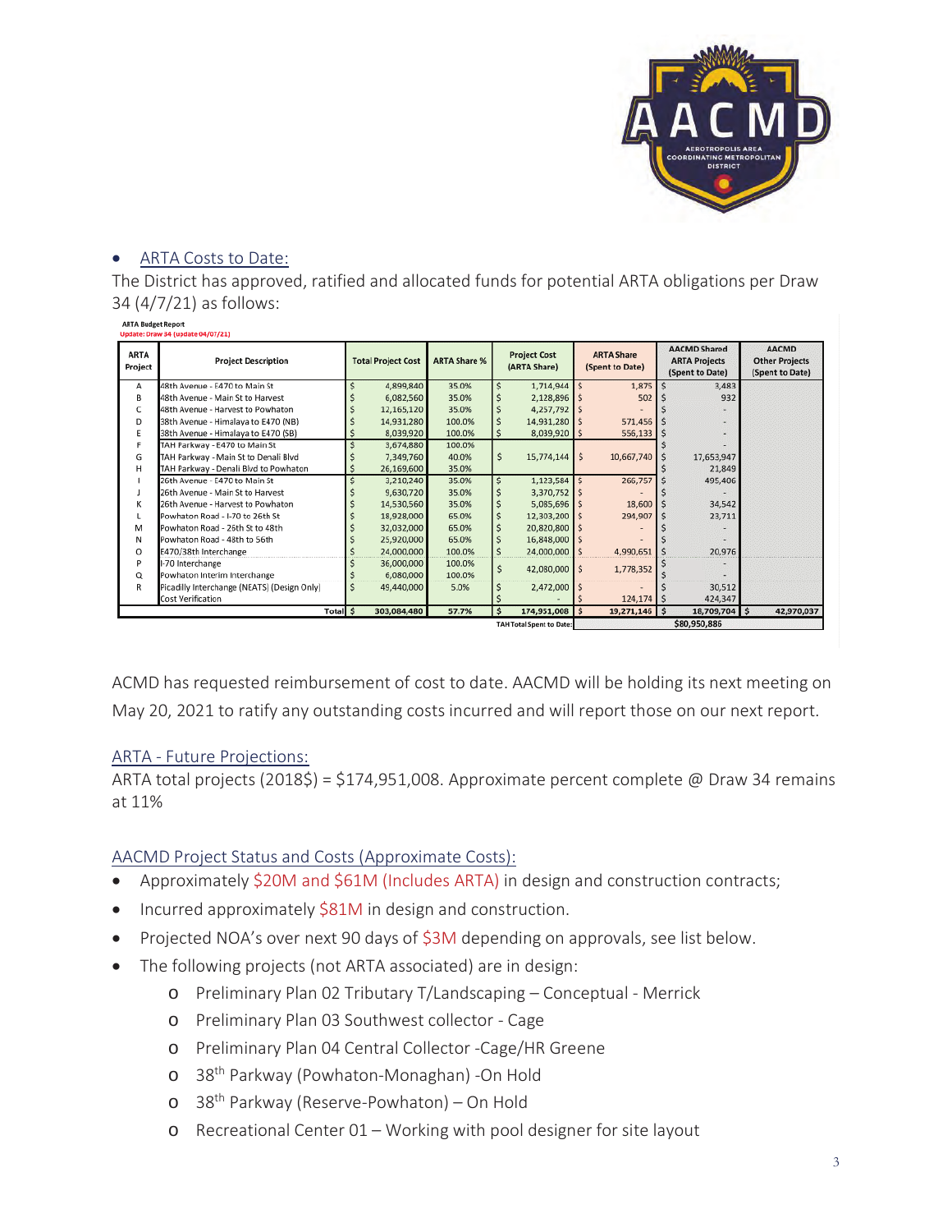- ARTA Costs to Date:

The District has approved, ratified and allocated funds for potential ARTA obligations per Draw 34 (4/7/21) as follows:

**ARTA Budget Report**
Update: Draw 34 (update 04/07/21)

| ARTA Project | Project Description | Total Project Cost | ARTA Share % | Project Cost (ARTA Share) | ARTA Share (Spent to Date) | AACMD Shared ARTA Projects (Spent to Date) | AACMD Other Projects (Spent to Date) |
|---|---|---|---|---|---|---|---|
| A | 48th Avenue - E470 to Main St | $ 4,899,840 | 35.0% | $ 1,714,944 | $ 1,875 | $ 3,483 | |
| B | 48th Avenue - Main St to Harvest | $ 6,082,560 | 35.0% | $ 2,128,896 | $ 502 | $ 932 | |
| C | 48th Avenue - Harvest to Powhaton | $ 12,165,120 | 35.0% | $ 4,257,792 | $ - | $ - | |
| D | 38th Avenue - Himalaya to E470 (NB) | $ 14,931,280 | 100.0% | $ 14,931,280 | $ 571,456 | $ - | |
| E | 38th Avenue - Himalaya to E470 (SB) | $ 8,039,920 | 100.0% | $ 8,039,920 | $ 556,133 | $ - | |
| F | TAH Parkway - E470 to Main St | $ 3,674,880 | 100.0% | | | $ - | |
| G | TAH Parkway - Main St to Denali Blvd | $ 7,349,760 | 40.0% | $ 15,774,144 | $ 10,667,740 | $ 17,653,947 | |
| H | TAH Parkway - Denali Blvd to Powhaton | $ 26,169,600 | 35.0% | | | $ 21,849 | |
| I | 26th Avenue - E470 to Main St | $ 3,210,240 | 35.0% | $ 1,123,584 | $ 266,757 | $ 495,406 | |
| J | 26th Avenue - Main St to Harvest | $ 9,630,720 | 35.0% | $ 3,370,752 | $ - | $ - | |
| K | 26th Avenue - Harvest to Powhaton | $ 14,530,560 | 35.0% | $ 5,085,696 | $ 18,600 | $ 34,542 | |
| L | Powhaton Road - I-70 to 26th St | $ 18,928,000 | 65.0% | $ 12,303,200 | $ 294,907 | $ 23,711 | |
| M | Powhaton Road - 26th St to 48th | $ 32,032,000 | 65.0% | $ 20,820,800 | $ - | $ - | |
| N | Powhaton Road - 48th to 56th | $ 25,920,000 | 65.0% | $ 16,848,000 | $ - | $ - | |
| O | E470/38th Interchange | $ 24,000,000 | 100.0% | $ 24,000,000 | $ 4,990,651 | $ 20,976 | |
| P | I-70 Interchange | $ 36,000,000 | 100.0% | $ 42,080,000 | $ 1,778,352 | $ - | |
| Q | Powhaton Interim Interchange | $ 6,080,000 | 100.0% | | | $ - | |
| R | Picadilly Interchange (NEATS) (Design Only) | $ 49,440,000 | 5.0% | $ 2,472,000 | $ - | $ 30,512 | |
| | Cost Verification | | | $ - | $ 124,174 | $ 424,347 | |
| | Total | $ 303,084,480 | 57.7% | $ 174,951,008 | $ 19,271,146 | $ 18,709,704 | $ 42,970,037 |
| | | | | TAH Total Spent to Date: | | $80,950,886 | |

ACMD has requested reimbursement of cost to date. AACMD will be holding its next meeting on May 20, 2021 to ratify any outstanding costs incurred and will report those on our next report.

ARTA - Future Projections:

ARTA total projects (2018$) = $174,951,008. Approximate percent complete @ Draw 34 remains at 11%

AACMD Project Status and Costs (Approximate Costs):

- Approximately $20M and $61M (Includes ARTA) in design and construction contracts;
- Incurred approximately $81M in design and construction.
- Projected NOA's over next 90 days of $3M depending on approvals, see list below.
- The following projects (not ARTA associated) are in design:
  - Preliminary Plan 02 Tributary T/Landscaping – Conceptual - Merrick
  - Preliminary Plan 03 Southwest collector - Cage
  - Preliminary Plan 04 Central Collector -Cage/HR Greene
  - 38th Parkway (Powhaton-Monaghan) -On Hold
  - 38th Parkway (Reserve-Powhaton) – On Hold
  - Recreational Center 01 – Working with pool designer for site layout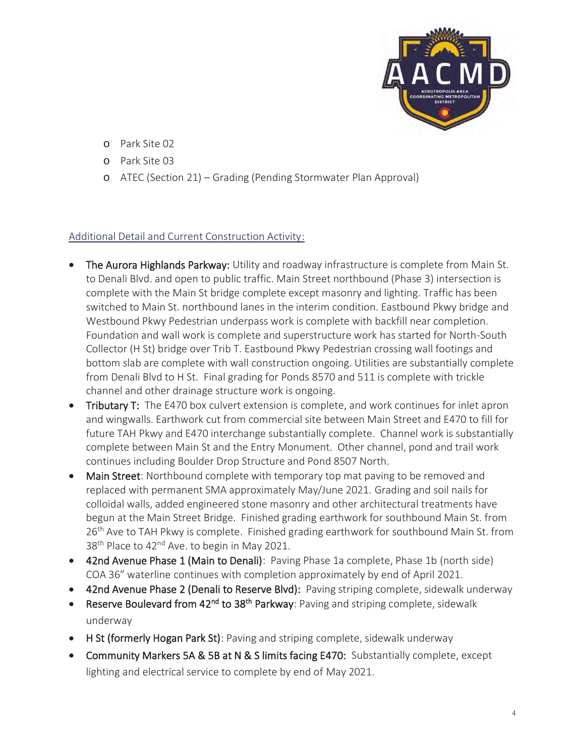- Park Site 02
- Park Site 03
- ATEC (Section 21) – Grading (Pending Stormwater Plan Approval)

Additional Detail and Current Construction Activity:

- **The Aurora Highlands Parkway:** Utility and roadway infrastructure is complete from Main St. to Denali Blvd. and open to public traffic. Main Street northbound (Phase 3) intersection is complete with the Main St bridge complete except masonry and lighting. Traffic has been switched to Main St. northbound lanes in the interim condition. Eastbound Pkwy bridge and Westbound Pkwy Pedestrian underpass work is complete with backfill near completion. Foundation and wall work is complete and superstructure work has started for North-South Collector (H St) bridge over Trib T. Eastbound Pkwy Pedestrian crossing wall footings and bottom slab are complete with wall construction ongoing. Utilities are substantially complete from Denali Blvd to H St. Final grading for Ponds 8570 and 511 is complete with trickle channel and other drainage structure work is ongoing.
- **Tributary T:** The E470 box culvert extension is complete, and work continues for inlet apron and wingwalls. Earthwork cut from commercial site between Main Street and E470 to fill for future TAH Pkwy and E470 interchange substantially complete. Channel work is substantially complete between Main St and the Entry Monument. Other channel, pond and trail work continues including Boulder Drop Structure and Pond 8507 North.
- **Main Street**: Northbound complete with temporary top mat paving to be removed and replaced with permanent SMA approximately May/June 2021. Grading and soil nails for colloidal walls, added engineered stone masonry and other architectural treatments have begun at the Main Street Bridge. Finished grading earthwork for southbound Main St. from 26th Ave to TAH Pkwy is complete. Finished grading earthwork for southbound Main St. from 38th Place to 42nd Ave. to begin in May 2021.
- **42nd Avenue Phase 1 (Main to Denali)**: Paving Phase 1a complete, Phase 1b (north side) COA 36" waterline continues with completion approximately by end of April 2021.
- **42nd Avenue Phase 2 (Denali to Reserve Blvd):** Paving striping complete, sidewalk underway
- **Reserve Boulevard from 42nd to 38th Parkway**: Paving and striping complete, sidewalk underway
- **H St (formerly Hogan Park St)**: Paving and striping complete, sidewalk underway
- **Community Markers 5A & 5B at N & S limits facing E470:** Substantially complete, except lighting and electrical service to complete by end of May 2021.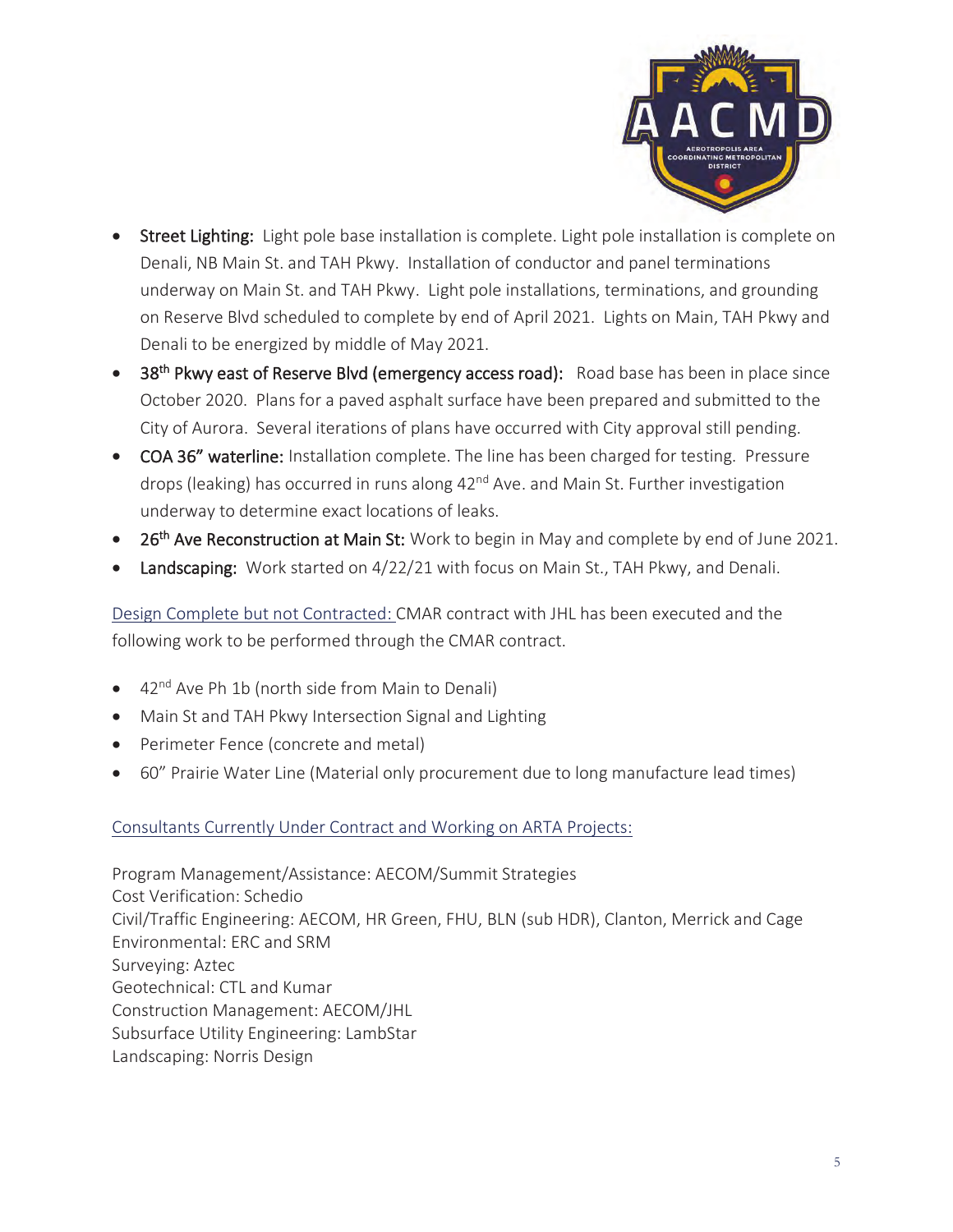- **Street Lighting:** Light pole base installation is complete. Light pole installation is complete on Denali, NB Main St. and TAH Pkwy. Installation of conductor and panel terminations underway on Main St. and TAH Pkwy. Light pole installations, terminations, and grounding on Reserve Blvd scheduled to complete by end of April 2021. Lights on Main, TAH Pkwy and Denali to be energized by middle of May 2021.
- **38th Pkwy east of Reserve Blvd (emergency access road):** Road base has been in place since October 2020. Plans for a paved asphalt surface have been prepared and submitted to the City of Aurora. Several iterations of plans have occurred with City approval still pending.
- **COA 36" waterline:** Installation complete. The line has been charged for testing. Pressure drops (leaking) has occurred in runs along 42nd Ave. and Main St. Further investigation underway to determine exact locations of leaks.
- **26th Ave Reconstruction at Main St:** Work to begin in May and complete by end of June 2021.
- **Landscaping:** Work started on 4/22/21 with focus on Main St., TAH Pkwy, and Denali.

Design Complete but not Contracted: CMAR contract with JHL has been executed and the following work to be performed through the CMAR contract.

- 42nd Ave Ph 1b (north side from Main to Denali)
- Main St and TAH Pkwy Intersection Signal and Lighting
- Perimeter Fence (concrete and metal)
- 60" Prairie Water Line (Material only procurement due to long manufacture lead times)

Consultants Currently Under Contract and Working on ARTA Projects:

Program Management/Assistance: AECOM/Summit Strategies
Cost Verification: Schedio
Civil/Traffic Engineering: AECOM, HR Green, FHU, BLN (sub HDR), Clanton, Merrick and Cage
Environmental: ERC and SRM
Surveying: Aztec
Geotechnical: CTL and Kumar
Construction Management: AECOM/JHL
Subsurface Utility Engineering: LambStar
Landscaping: Norris Design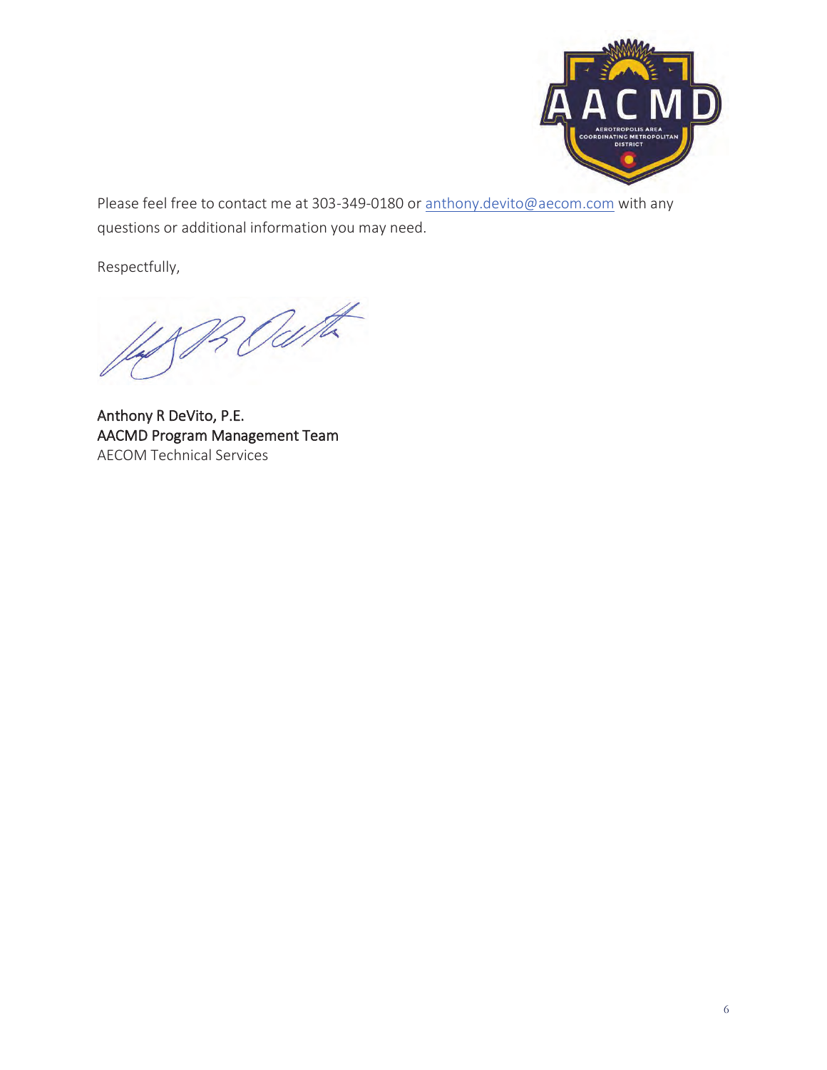Please feel free to contact me at 303-349-0180 or anthony.devito@aecom.com with any questions or additional information you may need.

Respectfully,

Anthony R DeVito, P.E.
AACMD Program Management Team
AECOM Technical Services